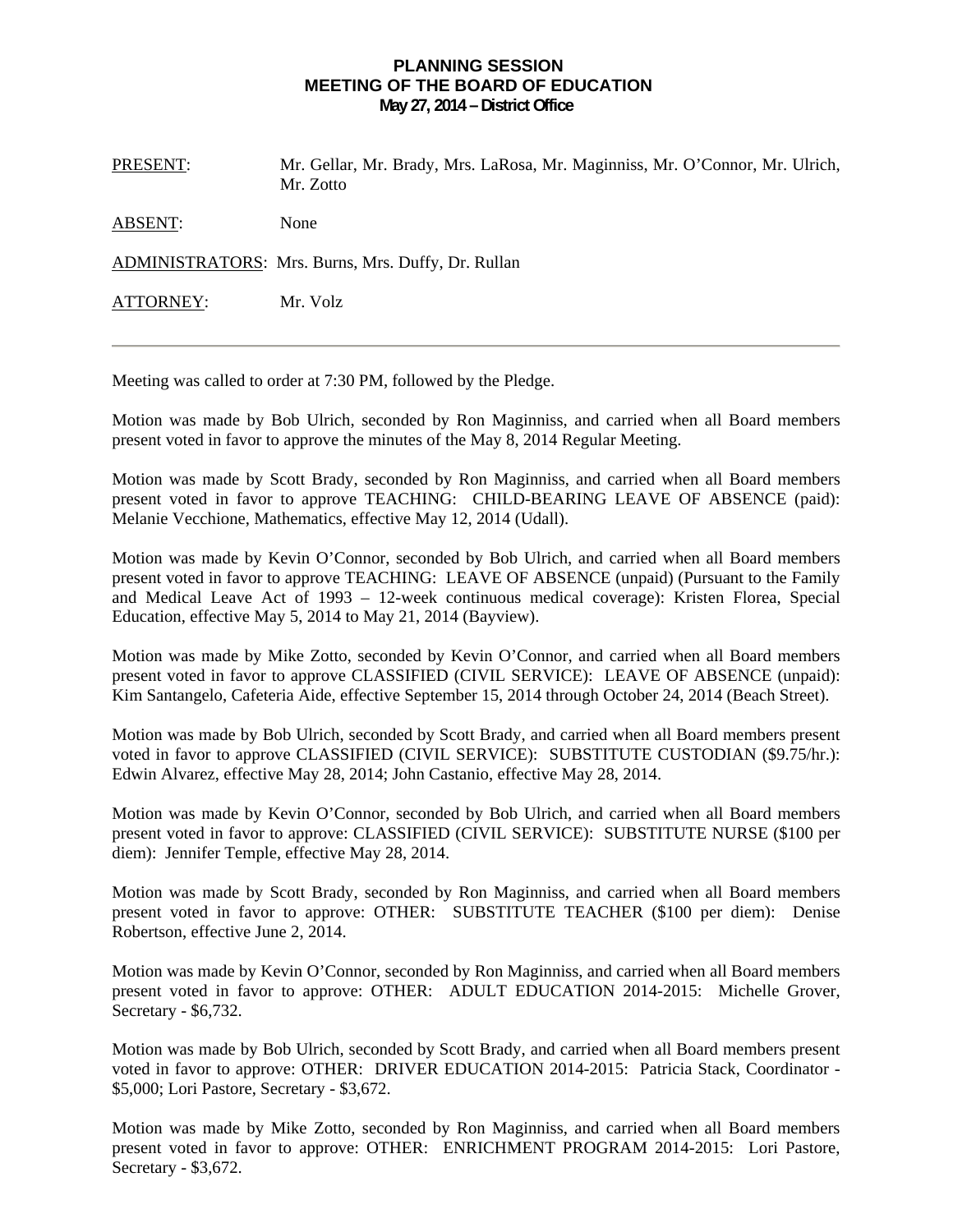# PLANNING SESSION
## MEETING OF THE BOARD OF EDUCATION
**May 27, 2014 – District Office**

PRESENT: Mr. Gellar, Mr. Brady, Mrs. LaRosa, Mr. Maginniss, Mr. O'Connor, Mr. Ulrich, Mr. Zotto

ABSENT: None

ADMINISTRATORS: Mrs. Burns, Mrs. Duffy, Dr. Rullan

ATTORNEY: Mr. Volz

---

Meeting was called to order at 7:30 PM, followed by the Pledge.

Motion was made by Bob Ulrich, seconded by Ron Maginniss, and carried when all Board members present voted in favor to approve the minutes of the May 8, 2014 Regular Meeting.

Motion was made by Scott Brady, seconded by Ron Maginniss, and carried when all Board members present voted in favor to approve TEACHING: CHILD-BEARING LEAVE OF ABSENCE (paid): Melanie Vecchione, Mathematics, effective May 12, 2014 (Udall).

Motion was made by Kevin O'Connor, seconded by Bob Ulrich, and carried when all Board members present voted in favor to approve TEACHING: LEAVE OF ABSENCE (unpaid) (Pursuant to the Family and Medical Leave Act of 1993 – 12-week continuous medical coverage): Kristen Florea, Special Education, effective May 5, 2014 to May 21, 2014 (Bayview).

Motion was made by Mike Zotto, seconded by Kevin O'Connor, and carried when all Board members present voted in favor to approve CLASSIFIED (CIVIL SERVICE): LEAVE OF ABSENCE (unpaid): Kim Santangelo, Cafeteria Aide, effective September 15, 2014 through October 24, 2014 (Beach Street).

Motion was made by Bob Ulrich, seconded by Scott Brady, and carried when all Board members present voted in favor to approve CLASSIFIED (CIVIL SERVICE): SUBSTITUTE CUSTODIAN ($9.75/hr.): Edwin Alvarez, effective May 28, 2014; John Castanio, effective May 28, 2014.

Motion was made by Kevin O'Connor, seconded by Bob Ulrich, and carried when all Board members present voted in favor to approve: CLASSIFIED (CIVIL SERVICE): SUBSTITUTE NURSE ($100 per diem): Jennifer Temple, effective May 28, 2014.

Motion was made by Scott Brady, seconded by Ron Maginniss, and carried when all Board members present voted in favor to approve: OTHER: SUBSTITUTE TEACHER ($100 per diem): Denise Robertson, effective June 2, 2014.

Motion was made by Kevin O'Connor, seconded by Ron Maginniss, and carried when all Board members present voted in favor to approve: OTHER: ADULT EDUCATION 2014-2015: Michelle Grover, Secretary - $6,732.

Motion was made by Bob Ulrich, seconded by Scott Brady, and carried when all Board members present voted in favor to approve: OTHER: DRIVER EDUCATION 2014-2015: Patricia Stack, Coordinator - $5,000; Lori Pastore, Secretary - $3,672.

Motion was made by Mike Zotto, seconded by Ron Maginniss, and carried when all Board members present voted in favor to approve: OTHER: ENRICHMENT PROGRAM 2014-2015: Lori Pastore, Secretary - $3,672.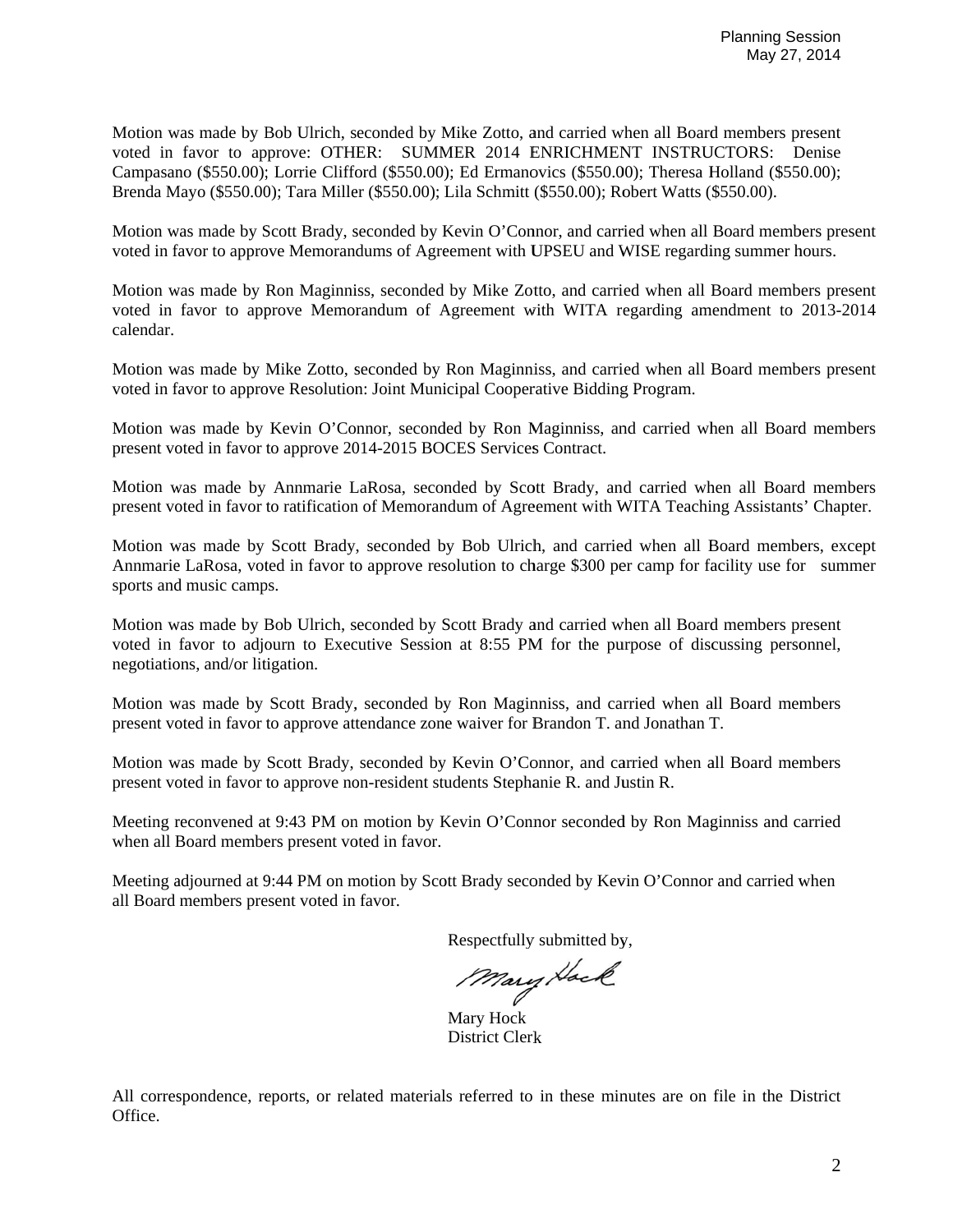Motion was made by Bob Ulrich, seconded by Mike Zotto, and carried when all Board members present voted in favor to approve: OTHER: SUMMER 2014 ENRICHMENT INSTRUCTORS: Denise Campasano ($550.00); Lorrie Clifford ($550.00); Ed Ermanovics ($550.00); Theresa Holland ($550.00); Brenda Mayo ($550.00); Tara Miller ($550.00); Lila Schmitt ($550.00); Robert Watts ($550.00).

Motion was made by Scott Brady, seconded by Kevin O'Connor, and carried when all Board members present voted in favor to approve Memorandums of Agreement with UPSEU and WISE regarding summer hours.

Motion was made by Ron Maginniss, seconded by Mike Zotto, and carried when all Board members present voted in favor to approve Memorandum of Agreement with WITA regarding amendment to 2013-2014 calendar.

Motion was made by Mike Zotto, seconded by Ron Maginniss, and carried when all Board members present voted in favor to approve Resolution: Joint Municipal Cooperative Bidding Program.

Motion was made by Kevin O'Connor, seconded by Ron Maginniss, and carried when all Board members present voted in favor to approve 2014-2015 BOCES Services Contract.

Motion was made by Annmarie LaRosa, seconded by Scott Brady, and carried when all Board members present voted in favor to ratification of Memorandum of Agreement with WITA Teaching Assistants' Chapter.

Motion was made by Scott Brady, seconded by Bob Ulrich, and carried when all Board members, except Annmarie LaRosa, voted in favor to approve resolution to charge $300 per camp for facility use for summer sports and music camps.

Motion was made by Bob Ulrich, seconded by Scott Brady and carried when all Board members present voted in favor to adjourn to Executive Session at 8:55 PM for the purpose of discussing personnel, negotiations, and/or litigation.

Motion was made by Scott Brady, seconded by Ron Maginniss, and carried when all Board members present voted in favor to approve attendance zone waiver for Brandon T. and Jonathan T.

Motion was made by Scott Brady, seconded by Kevin O'Connor, and carried when all Board members present voted in favor to approve non-resident students Stephanie R. and Justin R.

Meeting reconvened at 9:43 PM on motion by Kevin O'Connor seconded by Ron Maginniss and carried when all Board members present voted in favor.

Meeting adjourned at 9:44 PM on motion by Scott Brady seconded by Kevin O'Connor and carried when all Board members present voted in favor.

Respectfully submitted by,

Mary Hock

Mary Hock
District Clerk

All correspondence, reports, or related materials referred to in these minutes are on file in the District Office.